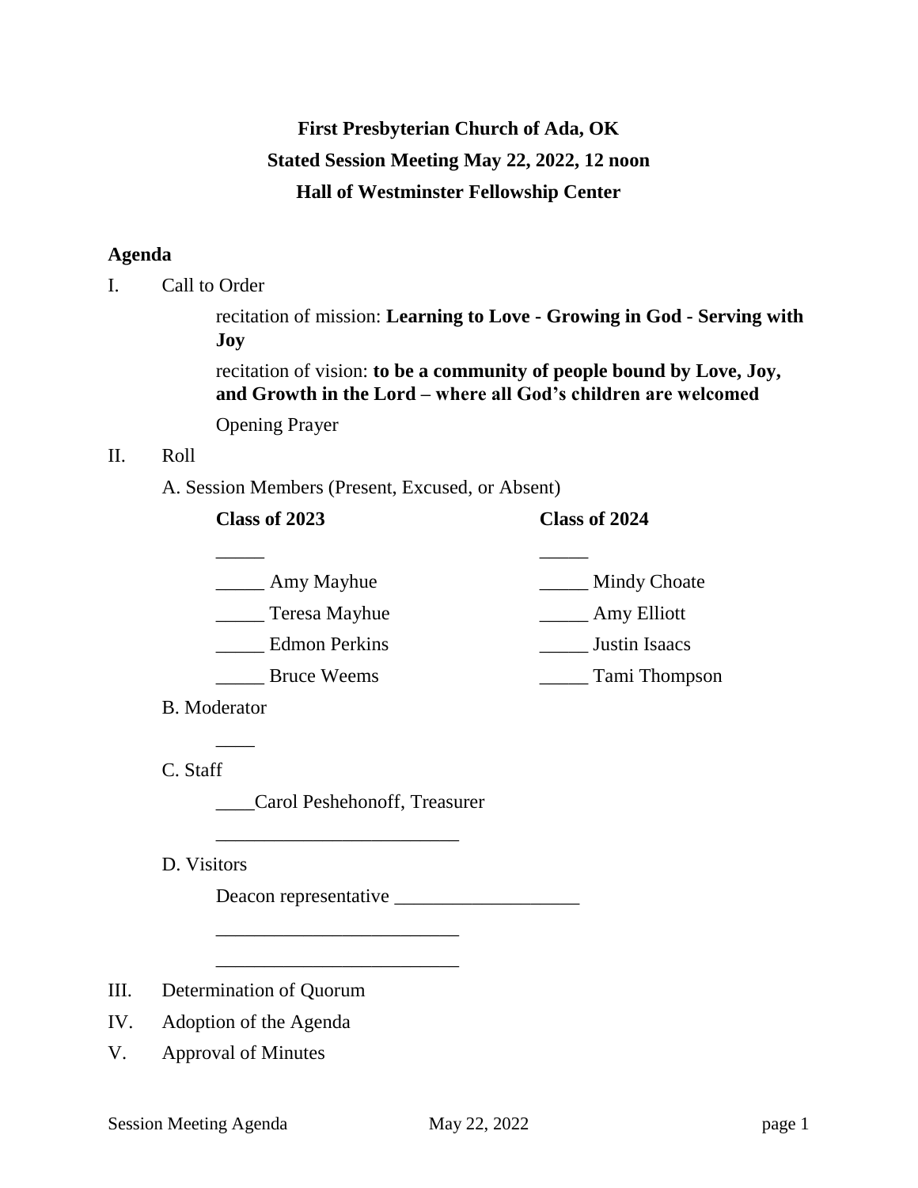**First Presbyterian Church of Ada, OK**

**Stated Session Meeting May 22, 2022, 12 noon**

**Hall of Westminster Fellowship Center**

## Agenda

I. Call to Order

recitation of mission: **Learning to Love - Growing in God - Serving with Joy**

recitation of vision: **to be a community of people bound by Love, Joy, and Growth in the Lord – where all God's children are welcomed**

Opening Prayer

II. Roll

A. Session Members (Present, Excused, or Absent)

| **Class of 2023** | **Class of 2024** |
|---|---|
| _____ | _____ |
| _____ Amy Mayhue | _____ Mindy Choate |
| _____ Teresa Mayhue | _____ Amy Elliott |
| _____ Edmon Perkins | _____ Justin Isaacs |
| _____ Bruce Weems | _____ Tami Thompson |

B. Moderator

____

C. Staff

____Carol Peshehonoff, Treasurer

_________________________

D. Visitors

Deacon representative ___________________

_________________________

_________________________

III. Determination of Quorum

IV. Adoption of the Agenda

V. Approval of Minutes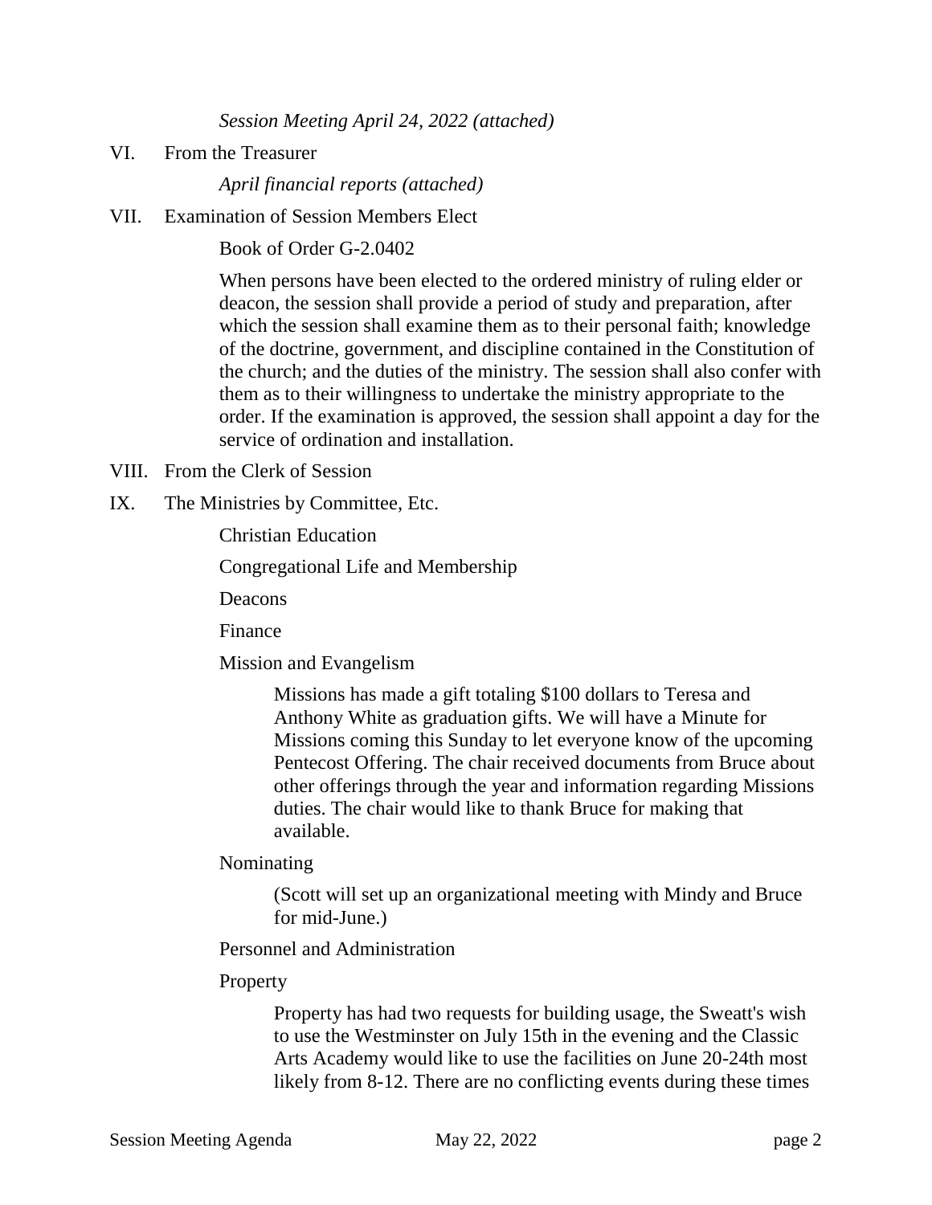*Session Meeting April 24, 2022 (attached)*

VI. From the Treasurer

*April financial reports (attached)*

VII. Examination of Session Members Elect

Book of Order G-2.0402

When persons have been elected to the ordered ministry of ruling elder or deacon, the session shall provide a period of study and preparation, after which the session shall examine them as to their personal faith; knowledge of the doctrine, government, and discipline contained in the Constitution of the church; and the duties of the ministry. The session shall also confer with them as to their willingness to undertake the ministry appropriate to the order. If the examination is approved, the session shall appoint a day for the service of ordination and installation.

VIII. From the Clerk of Session

IX. The Ministries by Committee, Etc.

Christian Education

Congregational Life and Membership

Deacons

Finance

Mission and Evangelism

> Missions has made a gift totaling $100 dollars to Teresa and Anthony White as graduation gifts. We will have a Minute for Missions coming this Sunday to let everyone know of the upcoming Pentecost Offering. The chair received documents from Bruce about other offerings through the year and information regarding Missions duties. The chair would like to thank Bruce for making that available.

Nominating

> (Scott will set up an organizational meeting with Mindy and Bruce for mid-June.)

Personnel and Administration

Property

> Property has had two requests for building usage, the Sweatt's wish to use the Westminster on July 15th in the evening and the Classic Arts Academy would like to use the facilities on June 20-24th most likely from 8-12. There are no conflicting events during these times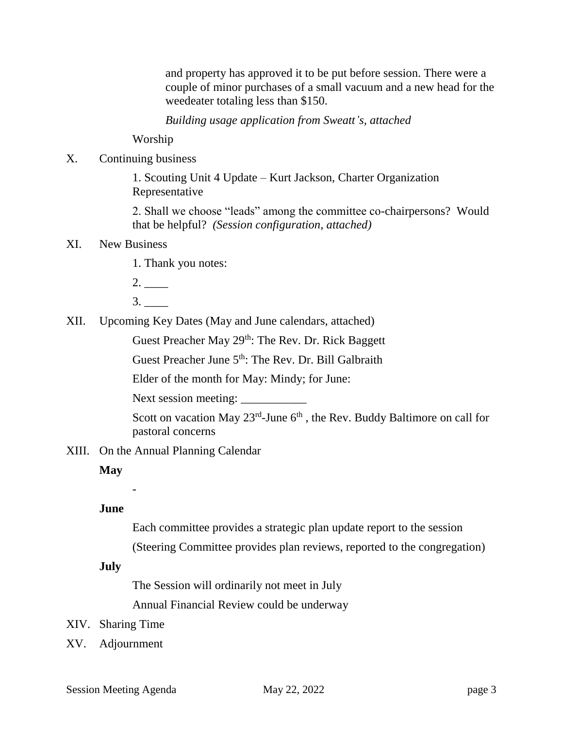and property has approved it to be put before session. There were a couple of minor purchases of a small vacuum and a new head for the weedeater totaling less than $150.

*Building usage application from Sweatt's, attached*

Worship

X. Continuing business

1. Scouting Unit 4 Update – Kurt Jackson, Charter Organization Representative

2. Shall we choose "leads" among the committee co-chairpersons? Would that be helpful? *(Session configuration, attached)*

XI. New Business

1. Thank you notes:

2. ____

3. ____

XII. Upcoming Key Dates (May and June calendars, attached)

Guest Preacher May 29th: The Rev. Dr. Rick Baggett

Guest Preacher June 5th: The Rev. Dr. Bill Galbraith

Elder of the month for May: Mindy; for June:

Next session meeting: ___________

Scott on vacation May 23rd-June 6th , the Rev. Buddy Baltimore on call for pastoral concerns

XIII. On the Annual Planning Calendar

**May**

-

**June**

Each committee provides a strategic plan update report to the session

(Steering Committee provides plan reviews, reported to the congregation)

**July**

The Session will ordinarily not meet in July

Annual Financial Review could be underway

XIV. Sharing Time

XV. Adjournment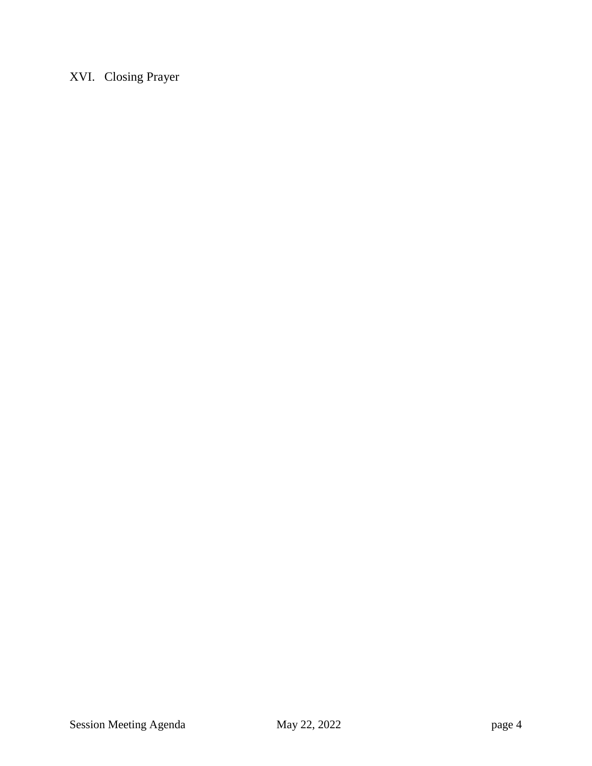XVI. Closing Prayer